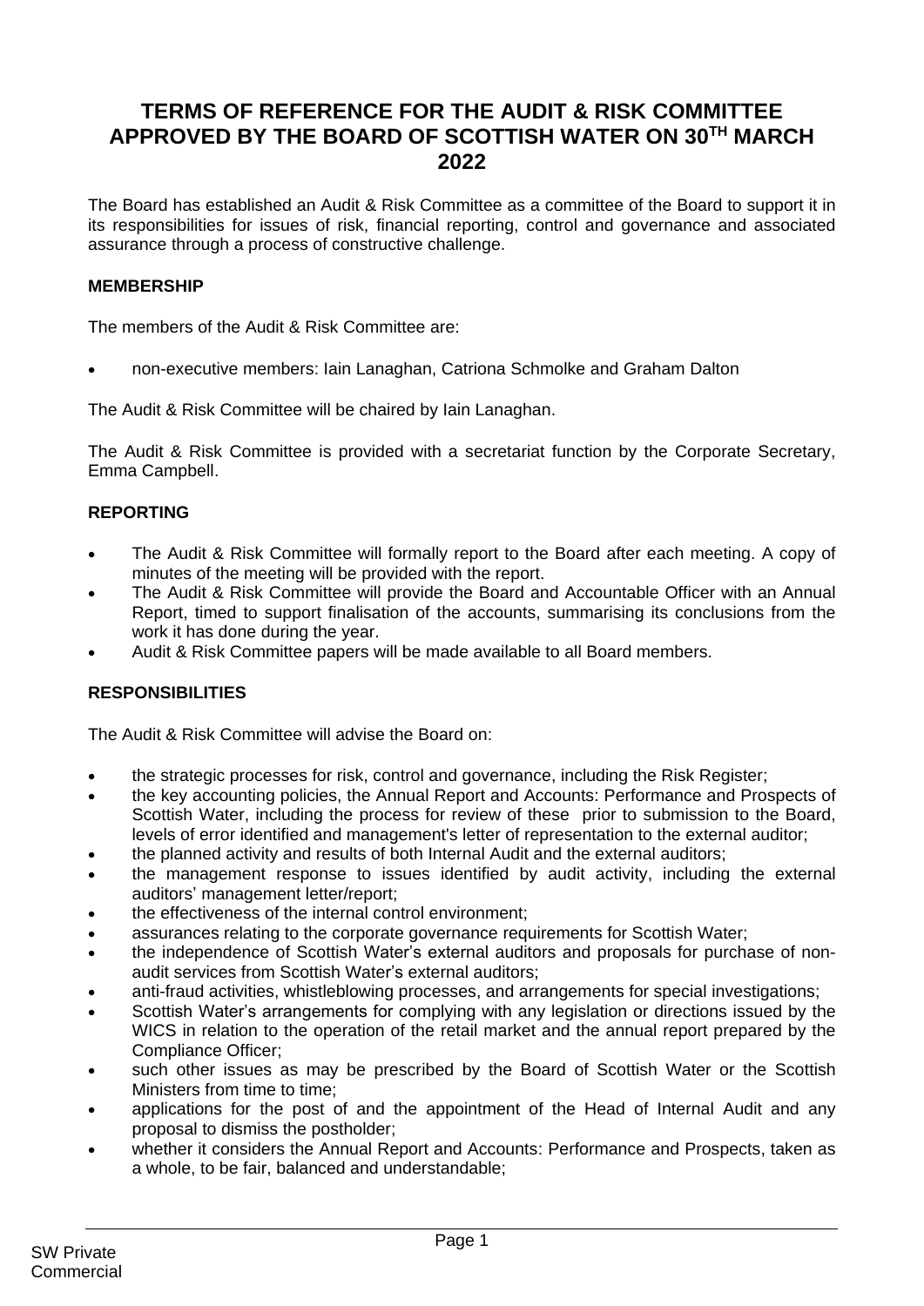# TERMS OF REFERENCE FOR THE AUDIT & RISK COMMITTEE APPROVED BY THE BOARD OF SCOTTISH WATER ON 30TH MARCH 2022

The Board has established an Audit & Risk Committee as a committee of the Board to support it in its responsibilities for issues of risk, financial reporting, control and governance and associated assurance through a process of constructive challenge.

**MEMBERSHIP**

The members of the Audit & Risk Committee are:

- non-executive members: Iain Lanaghan, Catriona Schmolke and Graham Dalton

The Audit & Risk Committee will be chaired by Iain Lanaghan.

The Audit & Risk Committee is provided with a secretariat function by the Corporate Secretary, Emma Campbell.

**REPORTING**

- The Audit & Risk Committee will formally report to the Board after each meeting. A copy of minutes of the meeting will be provided with the report.
- The Audit & Risk Committee will provide the Board and Accountable Officer with an Annual Report, timed to support finalisation of the accounts, summarising its conclusions from the work it has done during the year.
- Audit & Risk Committee papers will be made available to all Board members.

**RESPONSIBILITIES**

The Audit & Risk Committee will advise the Board on:

- the strategic processes for risk, control and governance, including the Risk Register;
- the key accounting policies, the Annual Report and Accounts: Performance and Prospects of Scottish Water, including the process for review of these prior to submission to the Board, levels of error identified and management's letter of representation to the external auditor;
- the planned activity and results of both Internal Audit and the external auditors;
- the management response to issues identified by audit activity, including the external auditors' management letter/report;
- the effectiveness of the internal control environment;
- assurances relating to the corporate governance requirements for Scottish Water;
- the independence of Scottish Water's external auditors and proposals for purchase of non-audit services from Scottish Water's external auditors;
- anti-fraud activities, whistleblowing processes, and arrangements for special investigations;
- Scottish Water's arrangements for complying with any legislation or directions issued by the WICS in relation to the operation of the retail market and the annual report prepared by the Compliance Officer;
- such other issues as may be prescribed by the Board of Scottish Water or the Scottish Ministers from time to time;
- applications for the post of and the appointment of the Head of Internal Audit and any proposal to dismiss the postholder;
- whether it considers the Annual Report and Accounts: Performance and Prospects, taken as a whole, to be fair, balanced and understandable;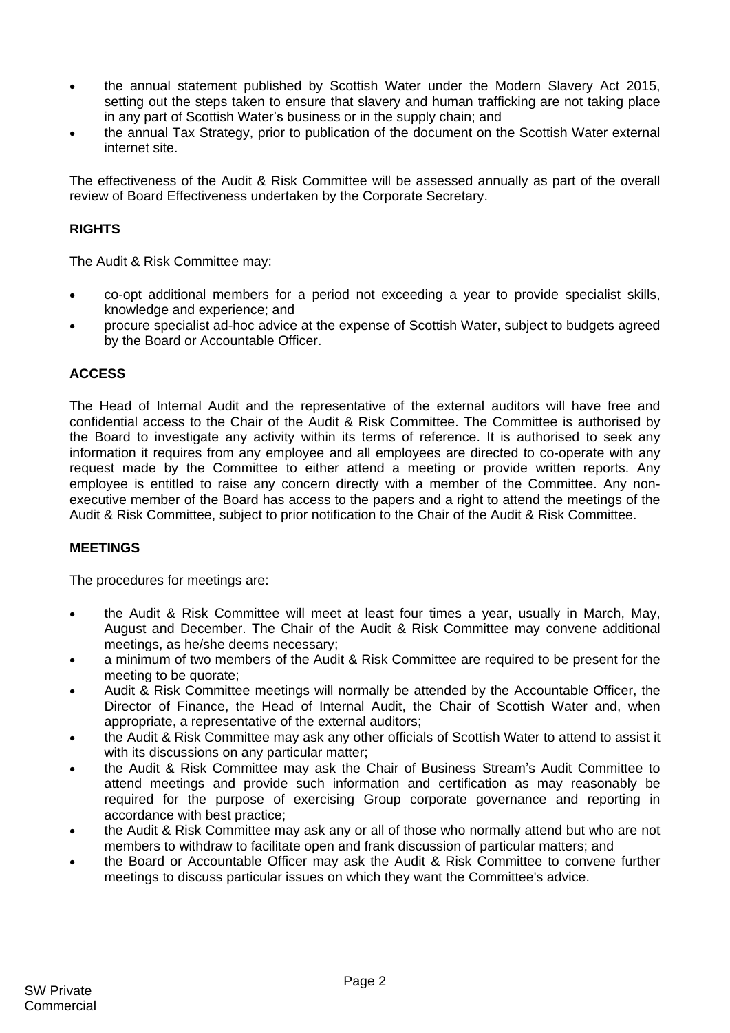- the annual statement published by Scottish Water under the Modern Slavery Act 2015, setting out the steps taken to ensure that slavery and human trafficking are not taking place in any part of Scottish Water's business or in the supply chain; and
- the annual Tax Strategy, prior to publication of the document on the Scottish Water external internet site.

The effectiveness of the Audit & Risk Committee will be assessed annually as part of the overall review of Board Effectiveness undertaken by the Corporate Secretary.

**RIGHTS**

The Audit & Risk Committee may:

- co-opt additional members for a period not exceeding a year to provide specialist skills, knowledge and experience; and
- procure specialist ad-hoc advice at the expense of Scottish Water, subject to budgets agreed by the Board or Accountable Officer.

**ACCESS**

The Head of Internal Audit and the representative of the external auditors will have free and confidential access to the Chair of the Audit & Risk Committee. The Committee is authorised by the Board to investigate any activity within its terms of reference. It is authorised to seek any information it requires from any employee and all employees are directed to co-operate with any request made by the Committee to either attend a meeting or provide written reports. Any employee is entitled to raise any concern directly with a member of the Committee. Any non-executive member of the Board has access to the papers and a right to attend the meetings of the Audit & Risk Committee, subject to prior notification to the Chair of the Audit & Risk Committee.

**MEETINGS**

The procedures for meetings are:

- the Audit & Risk Committee will meet at least four times a year, usually in March, May, August and December. The Chair of the Audit & Risk Committee may convene additional meetings, as he/she deems necessary;
- a minimum of two members of the Audit & Risk Committee are required to be present for the meeting to be quorate;
- Audit & Risk Committee meetings will normally be attended by the Accountable Officer, the Director of Finance, the Head of Internal Audit, the Chair of Scottish Water and, when appropriate, a representative of the external auditors;
- the Audit & Risk Committee may ask any other officials of Scottish Water to attend to assist it with its discussions on any particular matter;
- the Audit & Risk Committee may ask the Chair of Business Stream's Audit Committee to attend meetings and provide such information and certification as may reasonably be required for the purpose of exercising Group corporate governance and reporting in accordance with best practice;
- the Audit & Risk Committee may ask any or all of those who normally attend but who are not members to withdraw to facilitate open and frank discussion of particular matters; and
- the Board or Accountable Officer may ask the Audit & Risk Committee to convene further meetings to discuss particular issues on which they want the Committee's advice.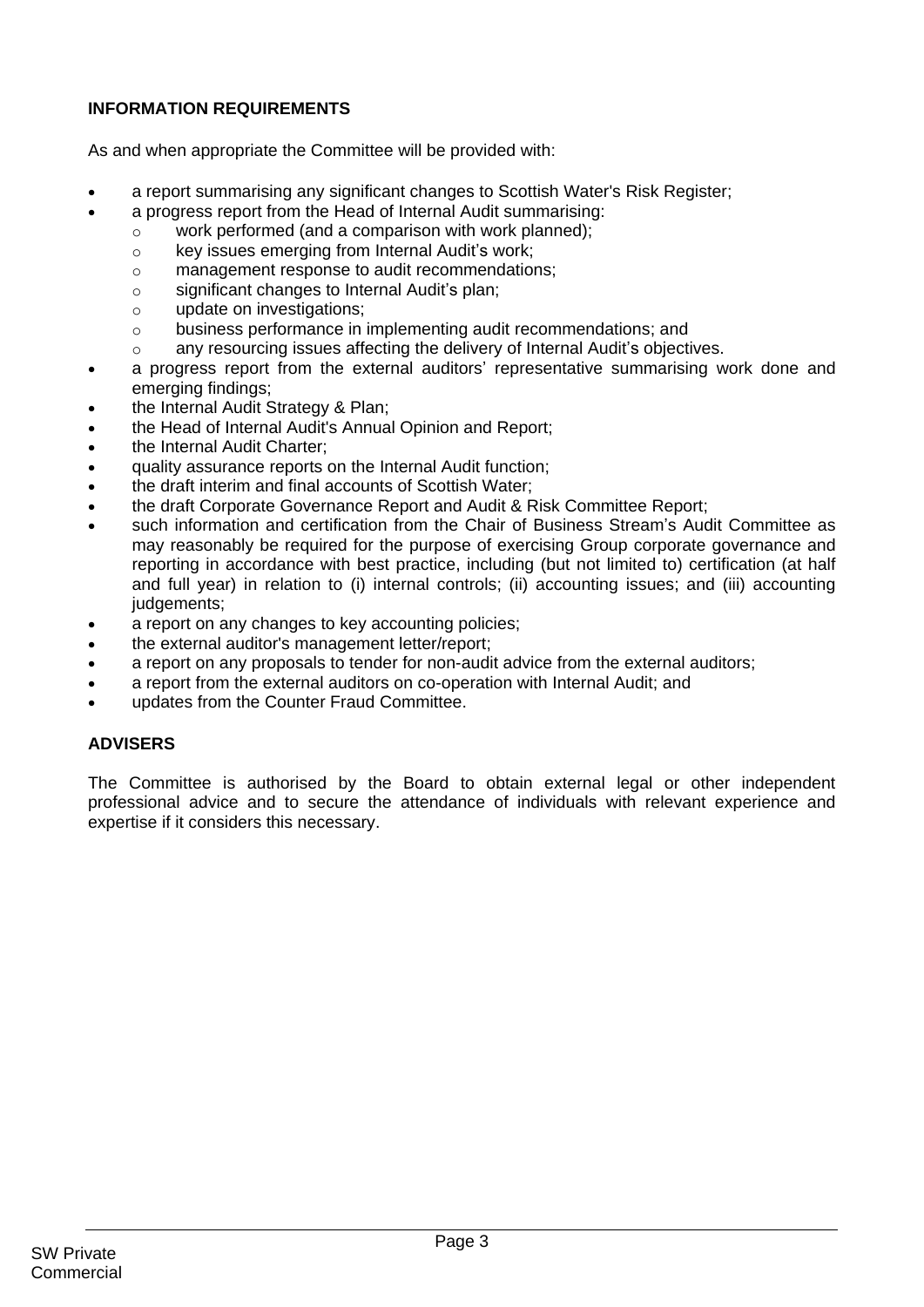## INFORMATION REQUIREMENTS

As and when appropriate the Committee will be provided with:

- a report summarising any significant changes to Scottish Water's Risk Register;
- a progress report from the Head of Internal Audit summarising:
  - work performed (and a comparison with work planned);
  - key issues emerging from Internal Audit's work;
  - management response to audit recommendations;
  - significant changes to Internal Audit's plan;
  - update on investigations;
  - business performance in implementing audit recommendations; and
  - any resourcing issues affecting the delivery of Internal Audit's objectives.
- a progress report from the external auditors' representative summarising work done and emerging findings;
- the Internal Audit Strategy & Plan;
- the Head of Internal Audit's Annual Opinion and Report;
- the Internal Audit Charter;
- quality assurance reports on the Internal Audit function;
- the draft interim and final accounts of Scottish Water;
- the draft Corporate Governance Report and Audit & Risk Committee Report;
- such information and certification from the Chair of Business Stream's Audit Committee as may reasonably be required for the purpose of exercising Group corporate governance and reporting in accordance with best practice, including (but not limited to) certification (at half and full year) in relation to (i) internal controls; (ii) accounting issues; and (iii) accounting judgements;
- a report on any changes to key accounting policies;
- the external auditor's management letter/report;
- a report on any proposals to tender for non-audit advice from the external auditors;
- a report from the external auditors on co-operation with Internal Audit; and
- updates from the Counter Fraud Committee.

## ADVISERS

The Committee is authorised by the Board to obtain external legal or other independent professional advice and to secure the attendance of individuals with relevant experience and expertise if it considers this necessary.